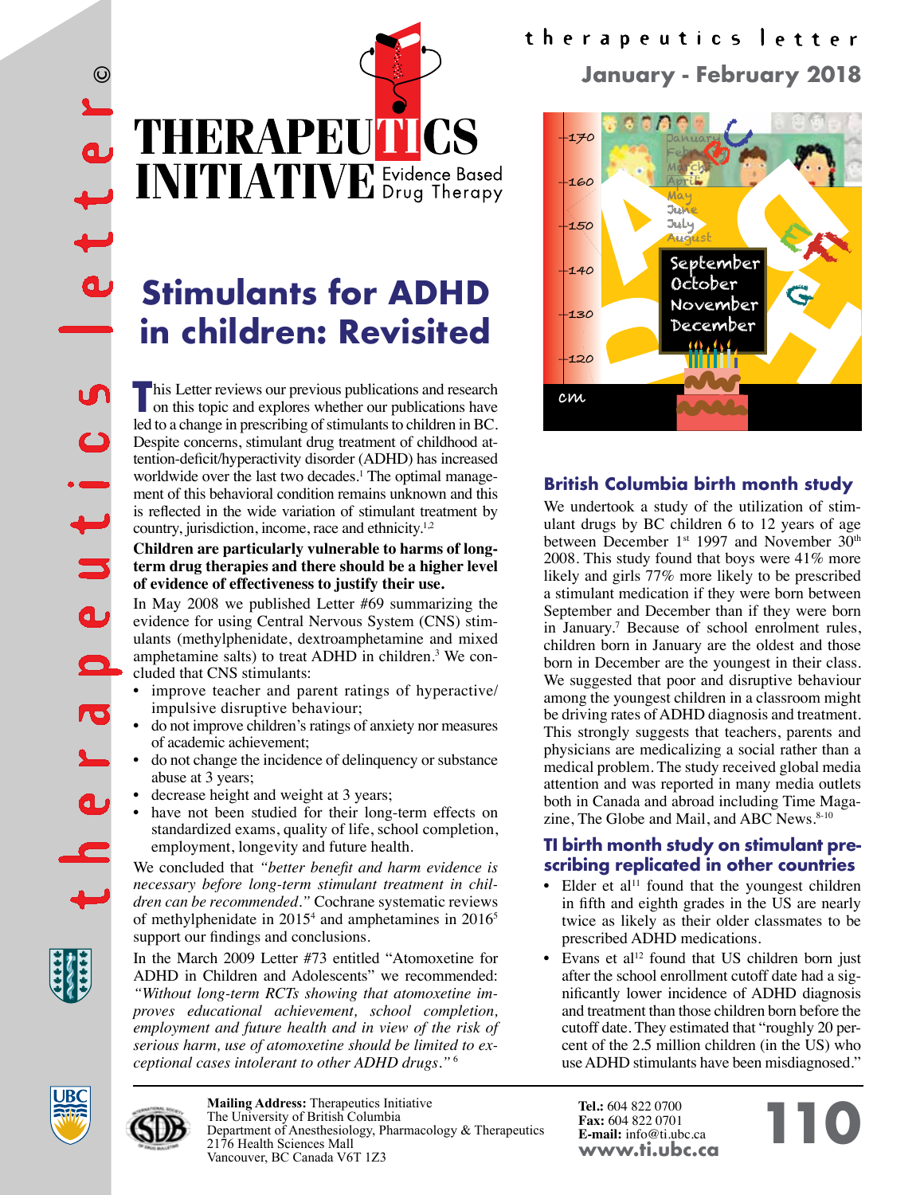# Stimulants for ADHD in children: Revisited

This Letter reviews our previous publications and research on this topic and explores whether our publications have led to a change in prescribing of stimulants to children in BC. Despite concerns, stimulant drug treatment of childhood attention-deficit/hyperactivity disorder (ADHD) has increased worldwide over the last two decades.[1] The optimal management of this behavioral condition remains unknown and this is reflected in the wide variation of stimulant treatment by country, jurisdiction, income, race and ethnicity.[1,2]

**Children are particularly vulnerable to harms of long-term drug therapies and there should be a higher level of evidence of effectiveness to justify their use.**

In May 2008 we published Letter #69 summarizing the evidence for using Central Nervous System (CNS) stimulants (methylphenidate, dextroamphetamine and mixed amphetamine salts) to treat ADHD in children.[3] We concluded that CNS stimulants:

- improve teacher and parent ratings of hyperactive/impulsive disruptive behaviour;
- do not improve children's ratings of anxiety nor measures of academic achievement;
- do not change the incidence of delinquency or substance abuse at 3 years;
- decrease height and weight at 3 years;
- have not been studied for their long-term effects on standardized exams, quality of life, school completion, employment, longevity and future health.

We concluded that *"better benefit and harm evidence is necessary before long-term stimulant treatment in children can be recommended."* Cochrane systematic reviews of methylphenidate in 2015[4] and amphetamines in 2016[5] support our findings and conclusions.

In the March 2009 Letter #73 entitled "Atomoxetine for ADHD in Children and Adolescents" we recommended: *"Without long-term RCTs showing that atomoxetine improves educational achievement, school completion, employment and future health and in view of the risk of serious harm, use of atomoxetine should be limited to exceptional cases intolerant to other ADHD drugs."* [6]

## British Columbia birth month study

We undertook a study of the utilization of stimulant drugs by BC children 6 to 12 years of age between December 1st 1997 and November 30th 2008. This study found that boys were 41% more likely and girls 77% more likely to be prescribed a stimulant medication if they were born between September and December than if they were born in January.[7] Because of school enrolment rules, children born in January are the oldest and those born in December are the youngest in their class. We suggested that poor and disruptive behaviour among the youngest children in a classroom might be driving rates of ADHD diagnosis and treatment. This strongly suggests that teachers, parents and physicians are medicalizing a social rather than a medical problem. The study received global media attention and was reported in many media outlets both in Canada and abroad including Time Magazine, The Globe and Mail, and ABC News.[8-10]

## TI birth month study on stimulant prescribing replicated in other countries

- Elder et al[11] found that the youngest children in fifth and eighth grades in the US are nearly twice as likely as their older classmates to be prescribed ADHD medications.
- Evans et al[12] found that US children born just after the school enrollment cutoff date had a significantly lower incidence of ADHD diagnosis and treatment than those children born before the cutoff date. They estimated that "roughly 20 percent of the 2.5 million children (in the US) who use ADHD stimulants have been misdiagnosed."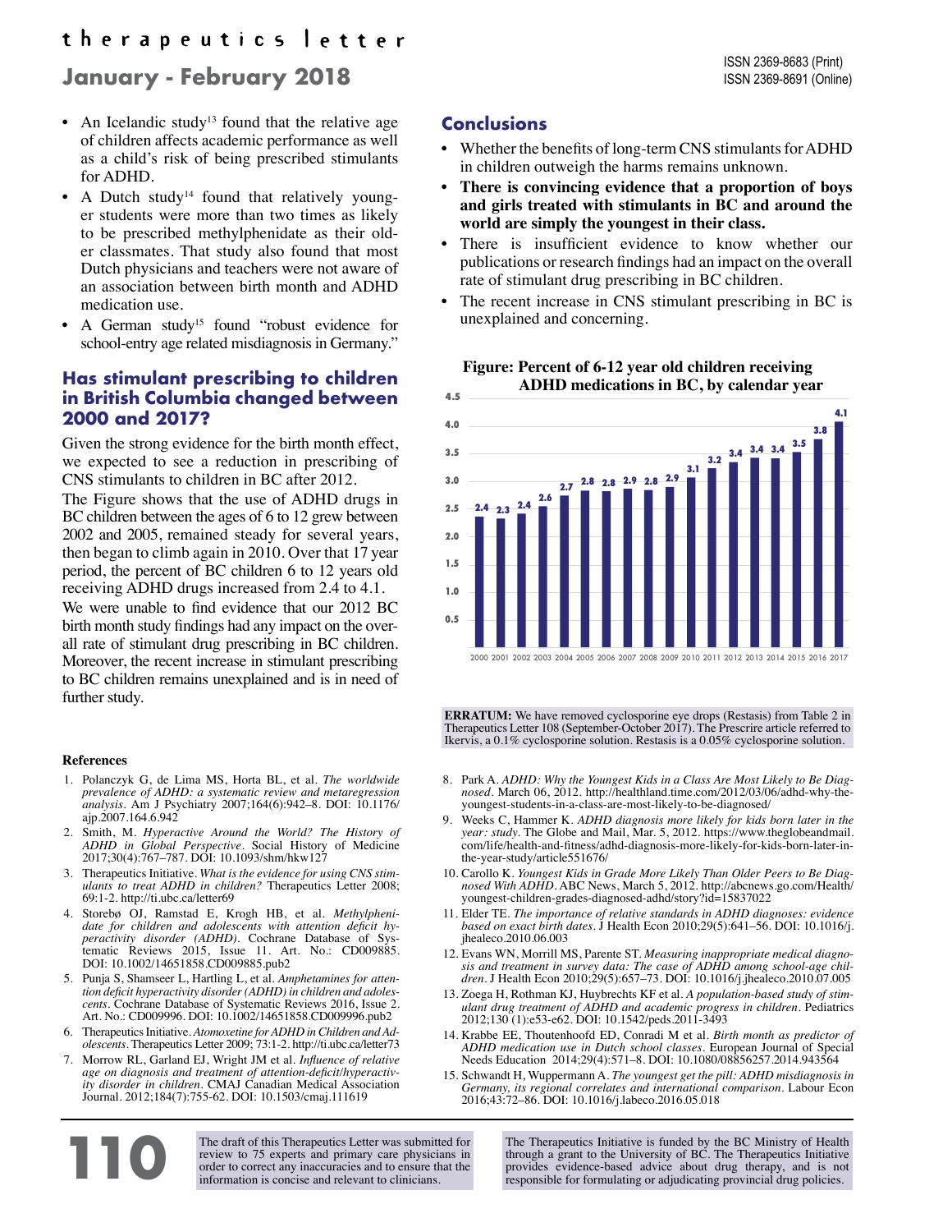- An Icelandic study[13] found that the relative age of children affects academic performance as well as a child's risk of being prescribed stimulants for ADHD.
- A Dutch study[14] found that relatively younger students were more than two times as likely to be prescribed methylphenidate as their older classmates. That study also found that most Dutch physicians and teachers were not aware of an association between birth month and ADHD medication use.
- A German study[15] found "robust evidence for school-entry age related misdiagnosis in Germany."

## Has stimulant prescribing to children in British Columbia changed between 2000 and 2017?

Given the strong evidence for the birth month effect, we expected to see a reduction in prescribing of CNS stimulants to children in BC after 2012.

The Figure shows that the use of ADHD drugs in BC children between the ages of 6 to 12 grew between 2002 and 2005, remained steady for several years, then began to climb again in 2010. Over that 17 year period, the percent of BC children 6 to 12 years old receiving ADHD drugs increased from 2.4 to 4.1.

We were unable to find evidence that our 2012 BC birth month study findings had any impact on the overall rate of stimulant drug prescribing in BC children. Moreover, the recent increase in stimulant prescribing to BC children remains unexplained and is in need of further study.

## Conclusions

- Whether the benefits of long-term CNS stimulants for ADHD in children outweigh the harms remains unknown.
- **There is convincing evidence that a proportion of boys and girls treated with stimulants in BC and around the world are simply the youngest in their class.**
- There is insufficient evidence to know whether our publications or research findings had an impact on the overall rate of stimulant drug prescribing in BC children.
- The recent increase in CNS stimulant prescribing in BC is unexplained and concerning.

**Figure: Percent of 6-12 year old children receiving ADHD medications in BC, by calendar year**

4.5
4.0
3.5
3.0
2.5
2.0
1.5
1.0
0.5

2.4 2.3 2.4 2.6 2.7 2.8 2.8 2.9 2.8 2.9 3.1 3.2 3.4 3.4 3.4 3.5 3.8 4.1

2000 2001 2002 2003 2004 2005 2006 2007 2008 2009 2010 2011 2012 2013 2014 2015 2016 2017

**ERRATUM:** We have removed cyclosporine eye drops (Restasis) from Table 2 in Therapeutics Letter 108 (September-October 2017). The Prescrire article referred to Ikervis, a 0.1% cyclosporine solution. Restasis is a 0.05% cyclosporine solution.

### References

1. Polanczyk G, de Lima MS, Horta BL, et al. *The worldwide prevalence of ADHD: a systematic review and metaregression analysis*. Am J Psychiatry 2007;164(6):942–8. DOI: 10.1176/ajp.2007.164.6.942
2. Smith, M. *Hyperactive Around the World? The History of ADHD in Global Perspective*. Social History of Medicine 2017;30(4):767–787. DOI: 10.1093/shm/hkw127
3. Therapeutics Initiative. *What is the evidence for using CNS stimulants to treat ADHD in children?* Therapeutics Letter 2008; 69:1-2. http://ti.ubc.ca/letter69
4. Storebø OJ, Ramstad E, Krogh HB, et al. *Methylphenidate for children and adolescents with attention deficit hyperactivity disorder (ADHD)*. Cochrane Database of Systematic Reviews 2015, Issue 11. Art. No.: CD009885. DOI: 10.1002/14651858.CD009885.pub2
5. Punja S, Shamseer L, Hartling L, et al. *Amphetamines for attention deficit hyperactivity disorder (ADHD) in children and adolescents*. Cochrane Database of Systematic Reviews 2016, Issue 2. Art. No.: CD009996. DOI: 10.1002/14651858.CD009996.pub2
6. Therapeutics Initiative. *Atomoxetine for ADHD in Children and Adolescents*. Therapeutics Letter 2009; 73:1-2. http://ti.ubc.ca/letter73
7. Morrow RL, Garland EJ, Wright JM et al. *Influence of relative age on diagnosis and treatment of attention-deficit/hyperactivity disorder in children*. CMAJ Canadian Medical Association Journal. 2012;184(7):755-62. DOI: 10.1503/cmaj.111619
8. Park A. *ADHD: Why the Youngest Kids in a Class Are Most Likely to Be Diagnosed*. March 06, 2012. http://healthland.time.com/2012/03/06/adhd-why-the-youngest-students-in-a-class-are-most-likely-to-be-diagnosed/
9. Weeks C, Hammer K. *ADHD diagnosis more likely for kids born later in the year: study*. The Globe and Mail, Mar. 5, 2012. https://www.theglobeandmail.com/life/health-and-fitness/adhd-diagnosis-more-likely-for-kids-born-later-in-the-year-study/article551676/
10. Carollo K. *Youngest Kids in Grade More Likely Than Older Peers to Be Diagnosed With ADHD*. ABC News, March 5, 2012. http://abcnews.go.com/Health/youngest-children-grades-diagnosed-adhd/story?id=15837022
11. Elder TE. *The importance of relative standards in ADHD diagnoses: evidence based on exact birth dates*. J Health Econ 2010;29(5):641–56. DOI: 10.1016/j.jhealeco.2010.06.003
12. Evans WN, Morrill MS, Parente ST. *Measuring inappropriate medical diagnosis and treatment in survey data: The case of ADHD among school-age children*. J Health Econ 2010;29(5):657–73. DOI: 10.1016/j.jhealeco.2010.07.005
13. Zoega H, Rothman KJ, Huybrechts KF et al. *A population-based study of stimulant drug treatment of ADHD and academic progress in children*. Pediatrics 2012;130 (1):e53-e62. DOI: 10.1542/peds.2011-3493
14. Krabbe EE, Thoutenhoofd ED, Conradi M et al. *Birth month as predictor of ADHD medication use in Dutch school classes*. European Journal of Special Needs Education 2014;29(4):571–8. DOI: 10.1080/08856257.2014.943564
15. Schwandt H, Wuppermann A. *The youngest get the pill: ADHD misdiagnosis in Germany, its regional correlates and international comparison*. Labour Econ 2016;43:72–86. DOI: 10.1016/j.labeco.2016.05.018

The draft of this Therapeutics Letter was submitted for review to 75 experts and primary care physicians in order to correct any inaccuracies and to ensure that the information is concise and relevant to clinicians.

The Therapeutics Initiative is funded by the BC Ministry of Health through a grant to the University of BC. The Therapeutics Initiative provides evidence-based advice about drug therapy, and is not responsible for formulating or adjudicating provincial drug policies.